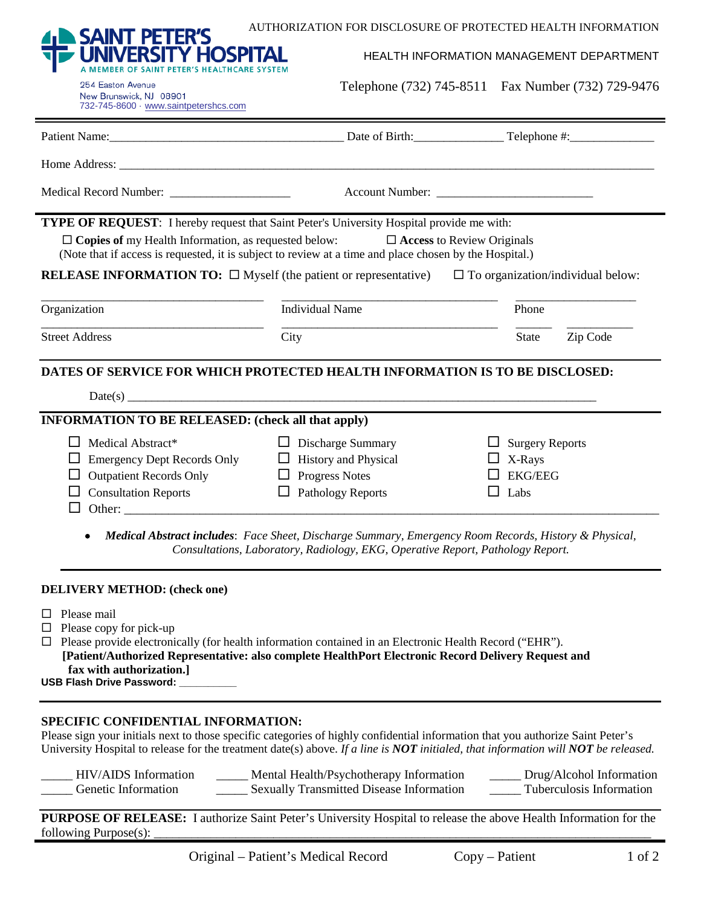**SAINT PETER'S UNIVERSITY HOSPITAL**
A MEMBER OF SAINT PETER'S HEALTHCARE SYSTEM
254 Easton Avenue
New Brunswick, NJ 08901
732-745-8600 · www.saintpetershcs.com

# AUTHORIZATION FOR DISCLOSURE OF PROTECTED HEALTH INFORMATION

HEALTH INFORMATION MANAGEMENT DEPARTMENT

Telephone (732) 745-8511 Fax Number (732) 729-9476

Patient Name:_____________________________________ Date of Birth:______________ Telephone #:______________

Home Address: ______________________________________________________________________________________

Medical Record Number: ___________________ Account Number: _________________________

**TYPE OF REQUEST**: I hereby request that Saint Peter's University Hospital provide me with:

☐ **Copies of** my Health Information, as requested below: ☐ **Access** to Review Originals
(Note that if access is requested, it is subject to review at a time and place chosen by the Hospital.)

**RELEASE INFORMATION TO:** ☐ Myself (the patient or representative) ☐ To organization/individual below:

___________________________________ ___________________________________ ____________________
Organization Individual Name Phone

___________________________________ ___________________________________ ______ __________
Street Address City State Zip Code

**DATES OF SERVICE FOR WHICH PROTECTED HEALTH INFORMATION IS TO BE DISCLOSED:**

Date(s) ______________________________________________________________________________

**INFORMATION TO BE RELEASED: (check all that apply)**

- ☐ Medical Abstract*
- ☐ Emergency Dept Records Only
- ☐ Outpatient Records Only
- ☐ Consultation Reports
- ☐ Discharge Summary
- ☐ History and Physical
- ☐ Progress Notes
- ☐ Pathology Reports
- ☐ Surgery Reports
- ☐ X-Rays
- ☐ EKG/EEG
- ☐ Labs
- ☐ Other: ____________________________________________________________________________

- ***Medical Abstract includes**: Face Sheet, Discharge Summary, Emergency Room Records, History & Physical, Consultations, Laboratory, Radiology, EKG, Operative Report, Pathology Report.*

**DELIVERY METHOD: (check one)**

- ☐ Please mail
- ☐ Please copy for pick-up
- ☐ Please provide electronically (for health information contained in an Electronic Health Record ("EHR").
  **[Patient/Authorized Representative: also complete HealthPort Electronic Record Delivery Request and fax with authorization.]**

**USB Flash Drive Password:** __________

**SPECIFIC CONFIDENTIAL INFORMATION:**

Please sign your initials next to those specific categories of highly confidential information that you authorize Saint Peter's University Hospital to release for the treatment date(s) above. *If a line is **NOT** initialed, that information will **NOT** be released.*

_____ HIV/AIDS Information _____ Mental Health/Psychotherapy Information _____ Drug/Alcohol Information
_____ Genetic Information _____ Sexually Transmitted Disease Information _____ Tuberculosis Information

**PURPOSE OF RELEASE:** I authorize Saint Peter's University Hospital to release the above Health Information for the following Purpose(s): ____________________________________________________________________________

Original – Patient's Medical Record Copy – Patient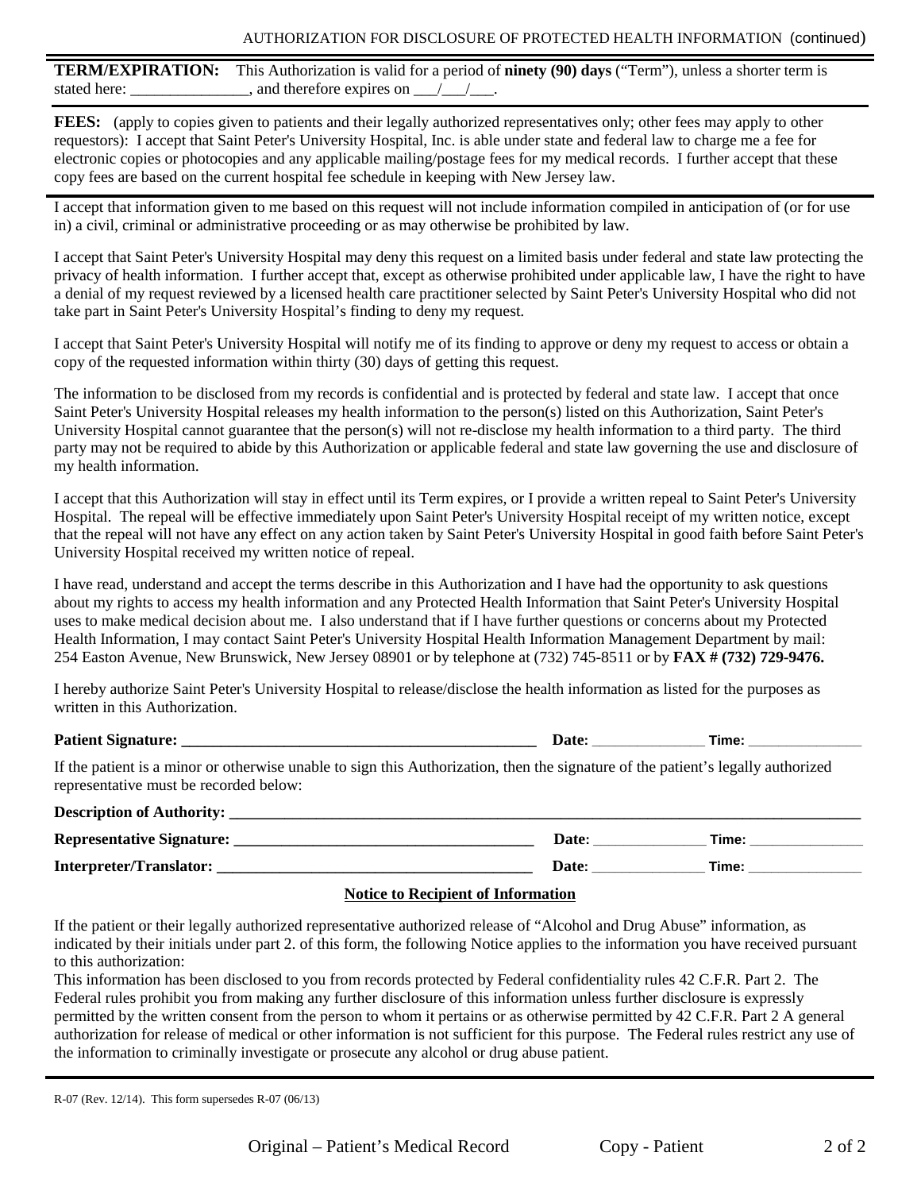**TERM/EXPIRATION:** This Authorization is valid for a period of **ninety (90) days** ("Term"), unless a shorter term is stated here: _______________, and therefore expires on ___/___/___.

**FEES:** (apply to copies given to patients and their legally authorized representatives only; other fees may apply to other requestors): I accept that Saint Peter's University Hospital, Inc. is able under state and federal law to charge me a fee for electronic copies or photocopies and any applicable mailing/postage fees for my medical records. I further accept that these copy fees are based on the current hospital fee schedule in keeping with New Jersey law.

I accept that information given to me based on this request will not include information compiled in anticipation of (or for use in) a civil, criminal or administrative proceeding or as may otherwise be prohibited by law.

I accept that Saint Peter's University Hospital may deny this request on a limited basis under federal and state law protecting the privacy of health information. I further accept that, except as otherwise prohibited under applicable law, I have the right to have a denial of my request reviewed by a licensed health care practitioner selected by Saint Peter's University Hospital who did not take part in Saint Peter's University Hospital's finding to deny my request.

I accept that Saint Peter's University Hospital will notify me of its finding to approve or deny my request to access or obtain a copy of the requested information within thirty (30) days of getting this request.

The information to be disclosed from my records is confidential and is protected by federal and state law. I accept that once Saint Peter's University Hospital releases my health information to the person(s) listed on this Authorization, Saint Peter's University Hospital cannot guarantee that the person(s) will not re-disclose my health information to a third party. The third party may not be required to abide by this Authorization or applicable federal and state law governing the use and disclosure of my health information.

I accept that this Authorization will stay in effect until its Term expires, or I provide a written repeal to Saint Peter's University Hospital. The repeal will be effective immediately upon Saint Peter's University Hospital receipt of my written notice, except that the repeal will not have any effect on any action taken by Saint Peter's University Hospital in good faith before Saint Peter's University Hospital received my written notice of repeal.

I have read, understand and accept the terms describe in this Authorization and I have had the opportunity to ask questions about my rights to access my health information and any Protected Health Information that Saint Peter's University Hospital uses to make medical decision about me. I also understand that if I have further questions or concerns about my Protected Health Information, I may contact Saint Peter's University Hospital Health Information Management Department by mail: 254 Easton Avenue, New Brunswick, New Jersey 08901 or by telephone at (732) 745-8511 or by **FAX # (732) 729-9476.**

I hereby authorize Saint Peter's University Hospital to release/disclose the health information as listed for the purposes as written in this Authorization.

**Patient Signature:** ______________________________________________ **Date:** _______________ **Time:** _______________

If the patient is a minor or otherwise unable to sign this Authorization, then the signature of the patient's legally authorized representative must be recorded below:

**Description of Authority:** ______________________________________________________________________________

**Representative Signature:** ______________________________________ **Date:** _______________ **Time:** _______________

**Interpreter/Translator:** ________________________________________ **Date:** _______________ **Time:** _______________

**Notice to Recipient of Information**

If the patient or their legally authorized representative authorized release of "Alcohol and Drug Abuse" information, as indicated by their initials under part 2. of this form, the following Notice applies to the information you have received pursuant to this authorization:

This information has been disclosed to you from records protected by Federal confidentiality rules 42 C.F.R. Part 2. The Federal rules prohibit you from making any further disclosure of this information unless further disclosure is expressly permitted by the written consent from the person to whom it pertains or as otherwise permitted by 42 C.F.R. Part 2 A general authorization for release of medical or other information is not sufficient for this purpose. The Federal rules restrict any use of the information to criminally investigate or prosecute any alcohol or drug abuse patient.

R-07 (Rev. 12/14). This form supersedes R-07 (06/13)

Original – Patient's Medical Record    Copy - Patient